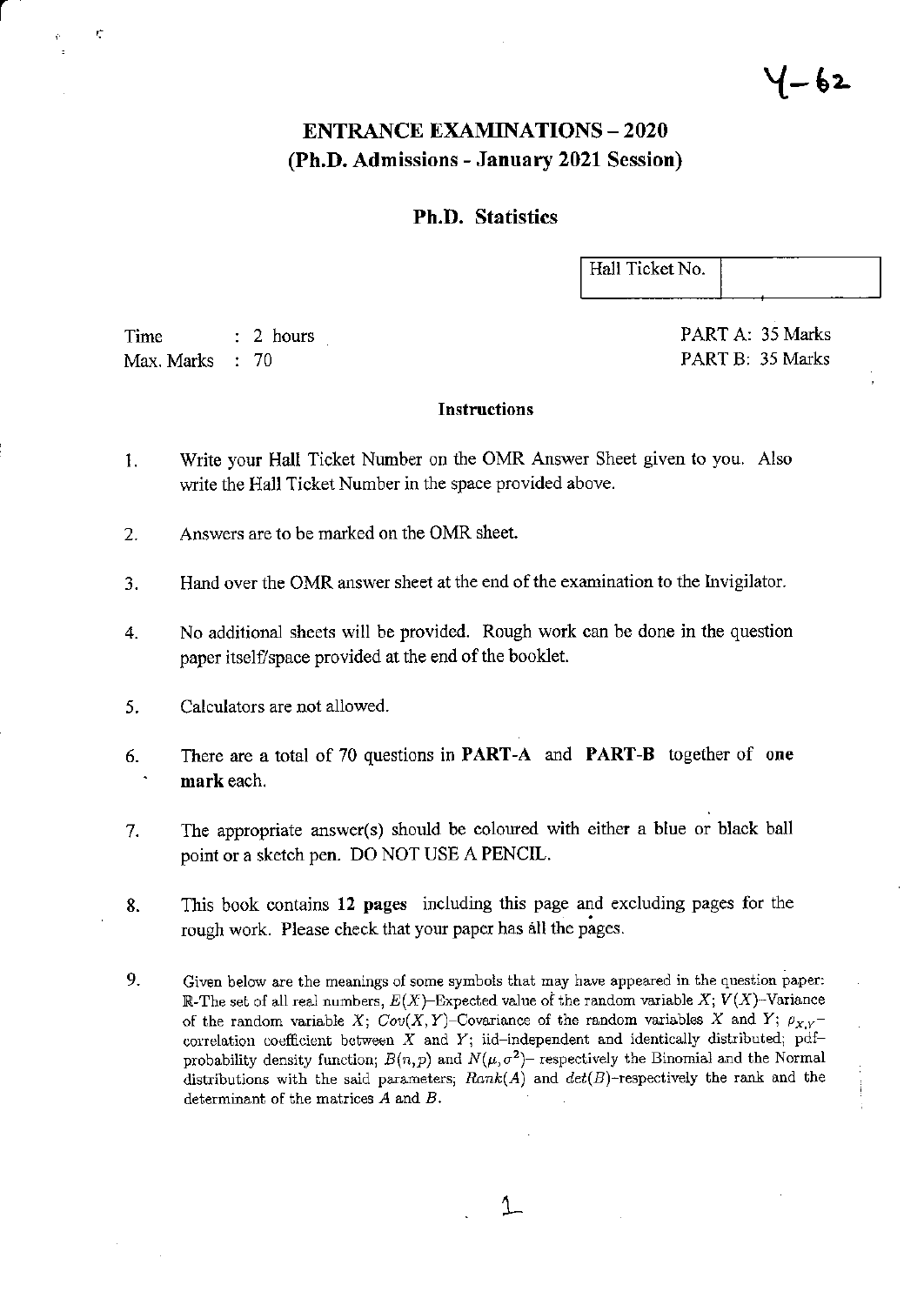Y-62

# ENTRANCE EXAMINATIONS – 2020
## (Ph.D. Admissions - January 2021 Session)

### Ph.D. Statistics

| Hall Ticket No. | |
|---|---|

Time : 2 hours
Max. Marks : 70

PART A: 35 Marks
PART B: 35 Marks

**Instructions**

1. Write your Hall Ticket Number on the OMR Answer Sheet given to you. Also write the Hall Ticket Number in the space provided above.
2. Answers are to be marked on the OMR sheet.
3. Hand over the OMR answer sheet at the end of the examination to the Invigilator.
4. No additional sheets will be provided. Rough work can be done in the question paper itself/space provided at the end of the booklet.
5. Calculators are not allowed.
6. There are a total of 70 questions in **PART-A** and **PART-B** together of **one mark** each.
7. The appropriate answer(s) should be coloured with either a blue or black ball point or a sketch pen. DO NOT USE A PENCIL.
8. This book contains **12 pages** including this page and excluding pages for the rough work. Please check that your paper has all the pages.
9. Given below are the meanings of some symbols that may have appeared in the question paper: $\mathbb{R}$-The set of all real numbers, $E(X)$–Expected value of the random variable $X$; $V(X)$–Variance of the random variable $X$; $Cov(X, Y)$–Covariance of the random variables $X$ and $Y$; $\rho_{X,Y}$–correlation coefficient between $X$ and $Y$; iid–independent and identically distributed; pdf–probability density function; $B(n, p)$ and $N(\mu, \sigma^2)$– respectively the Binomial and the Normal distributions with the said parameters; $Rank(A)$ and $det(B)$–respectively the rank and the determinant of the matrices $A$ and $B$.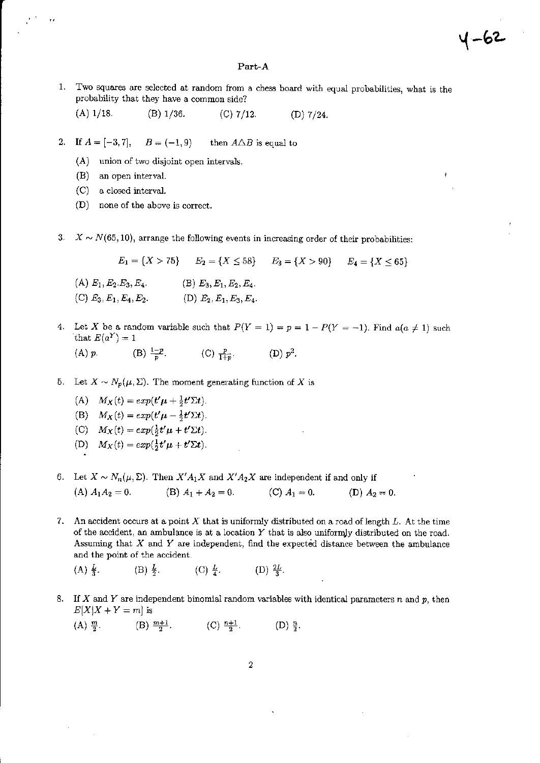## Part-A

1. Two squares are selected at random from a chess board with equal probabilities, what is the probability that they have a common side?

   (A) 1/18. (B) 1/36. (C) 7/12. (D) 7/24.

2. If $A = [-3, 7]$, $B = (-1, 9)$ then $A \Delta B$ is equal to

   (A) union of two disjoint open intervals.

   (B) an open interval.

   (C) a closed interval.

   (D) none of the above is correct.

3. $X \sim N(65, 10)$, arrange the following events in increasing order of their probabilities:

$$E_1 = \{X > 75\} \quad E_2 = \{X \leq 58\} \quad E_3 = \{X > 90\} \quad E_4 = \{X \leq 65\}$$

   (A) $E_1, E_2, E_3, E_4$. (B) $E_3, E_1, E_2, E_4$.

   (C) $E_3, E_1, E_4, E_2$. (D) $E_2, E_1, E_3, E_4$.

4. Let $X$ be a random variable such that $P(Y = 1) = p = 1 - P(Y = -1)$. Find $a (a \neq 1)$ such that $E(a^Y) = 1$

   (A) $p$. (B) $\frac{1-p}{p}$. (C) $\frac{p}{1+p}$. (D) $p^2$.

5. Let $X \sim N_p(\mu, \Sigma)$. The moment generating function of $X$ is

   (A) $M_X(t) = exp(t'\mu + \frac{1}{2}t'\Sigma t)$.

   (B) $M_X(t) = exp(t'\mu - \frac{1}{2}t'\Sigma t)$.

   (C) $M_X(t) = exp(\frac{1}{2}t'\mu + t'\Sigma t)$.

   (D) $M_X(t) = exp(\frac{1}{2}t'\mu + t'\Sigma t)$.

6. Let $X \sim N_n(\mu, \Sigma)$. Then $X'A_1X$ and $X'A_2X$ are independent if and only if

   (A) $A_1A_2 = 0$. (B) $A_1 + A_2 = 0$. (C) $A_1 = 0$. (D) $A_2 = 0$.

7. An accident occurs at a point $X$ that is uniformly distributed on a road of length $L$. At the time of the accident, an ambulance is at a location $Y$ that is also uniformly distributed on the road. Assuming that $X$ and $Y$ are independent, find the expected distance between the ambulance and the point of the accident.

   (A) $\frac{L}{3}$. (B) $\frac{L}{2}$. (C) $\frac{L}{4}$. (D) $\frac{2L}{3}$.

8. If $X$ and $Y$ are independent binomial random variables with identical parameters $n$ and $p$, then $E[X|X + Y = m]$ is

   (A) $\frac{m}{2}$. (B) $\frac{m+1}{2}$. (C) $\frac{n+1}{2}$. (D) $\frac{n}{2}$.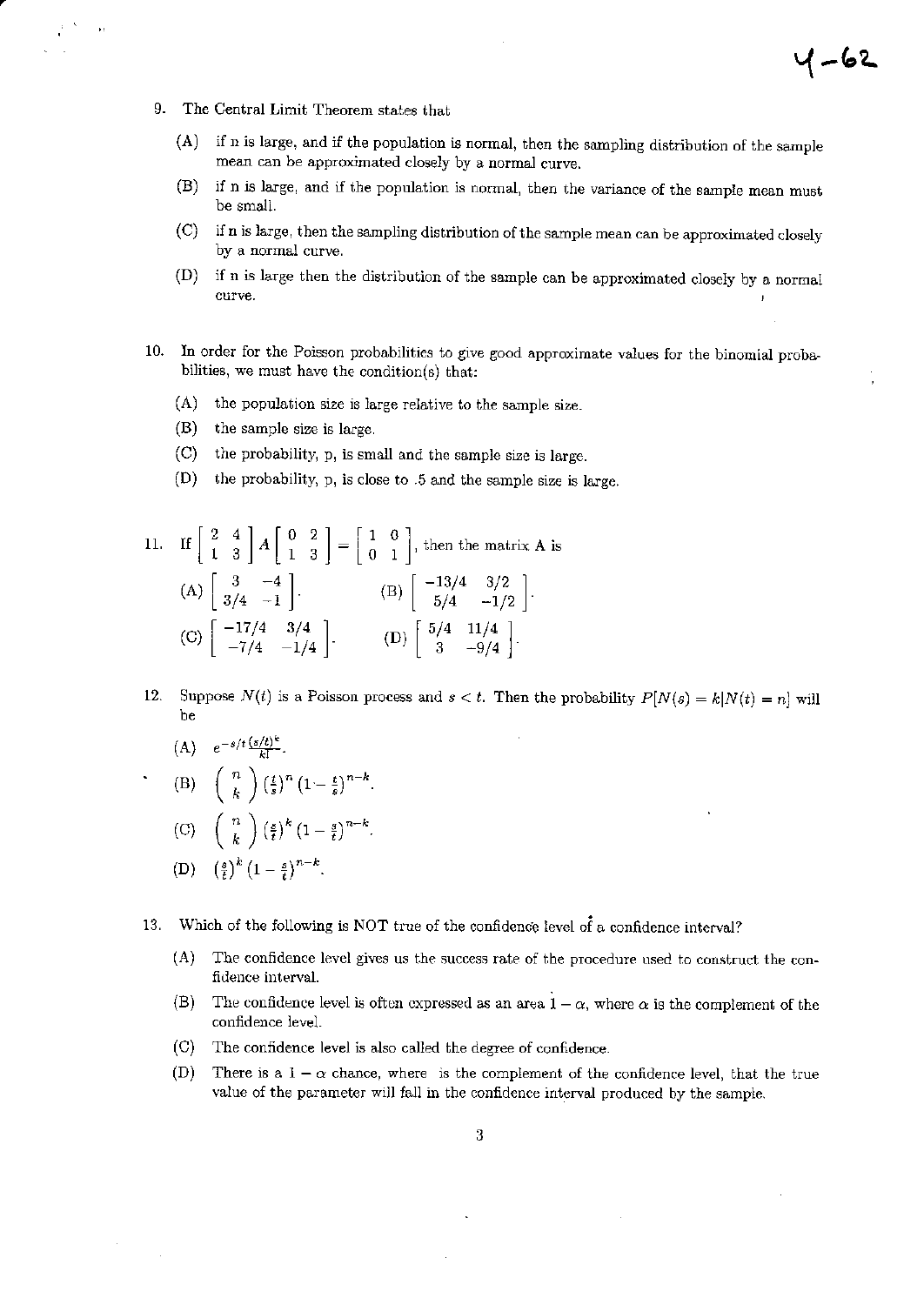9. The Central Limit Theorem states that

   (A) if n is large, and if the population is normal, then the sampling distribution of the sample mean can be approximated closely by a normal curve.

   (B) if n is large, and if the population is normal, then the variance of the sample mean must be small.

   (C) if n is large, then the sampling distribution of the sample mean can be approximated closely by a normal curve.

   (D) if n is large then the distribution of the sample can be approximated closely by a normal curve.

10. In order for the Poisson probabilities to give good approximate values for the binomial probabilities, we must have the condition(s) that:

    (A) the population size is large relative to the sample size.

    (B) the sample size is large.

    (C) the probability, p, is small and the sample size is large.

    (D) the probability, p, is close to .5 and the sample size is large.

11. If $\begin{bmatrix} 2 & 4 \\ 1 & 3 \end{bmatrix} A \begin{bmatrix} 0 & 2 \\ 1 & 3 \end{bmatrix} = \begin{bmatrix} 1 & 0 \\ 0 & 1 \end{bmatrix}$, then the matrix A is

    (A) $\begin{bmatrix} 3 & -4 \\ 3/4 & -1 \end{bmatrix}$.  (B) $\begin{bmatrix} -13/4 & 3/2 \\ 5/4 & -1/2 \end{bmatrix}$.

    (C) $\begin{bmatrix} -17/4 & 3/4 \\ -7/4 & -1/4 \end{bmatrix}$.  (D) $\begin{bmatrix} 5/4 & 11/4 \\ 3 & -9/4 \end{bmatrix}$.

12. Suppose $N(t)$ is a Poisson process and $s < t$. Then the probability $P[N(s) = k | N(t) = n]$ will be

    (A) $e^{-s/t}\frac{(s/t)^k}{k!}$.

    (B) $\binom{n}{k}\left(\frac{t}{s}\right)^n\left(1-\frac{t}{s}\right)^{n-k}$.

    (C) $\binom{n}{k}\left(\frac{s}{t}\right)^k\left(1-\frac{s}{t}\right)^{n-k}$.

    (D) $\left(\frac{s}{t}\right)^k\left(1-\frac{s}{t}\right)^{n-k}$.

13. Which of the following is NOT true of the confidence level of a confidence interval?

    (A) The confidence level gives us the success rate of the procedure used to construct the confidence interval.

    (B) The confidence level is often expressed as an area $1 - \alpha$, where $\alpha$ is the complement of the confidence level.

    (C) The confidence level is also called the degree of confidence.

    (D) There is a $1 - \alpha$ chance, where is the complement of the confidence level, that the true value of the parameter will fall in the confidence interval produced by the sample.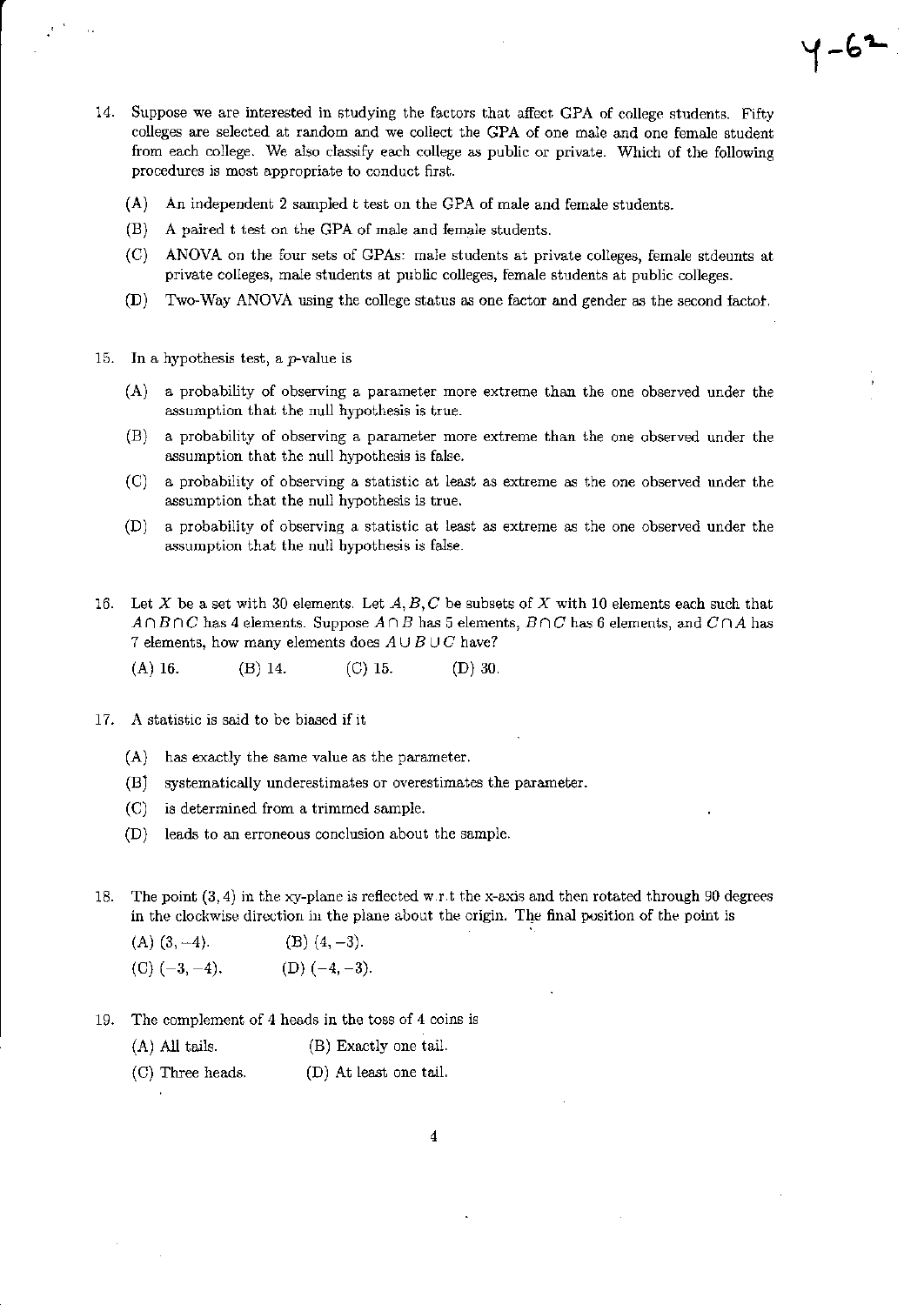14. Suppose we are interested in studying the factors that affect GPA of college students. Fifty colleges are selected at random and we collect the GPA of one male and one female student from each college. We also classify each college as public or private. Which of the following procedures is most appropriate to conduct first.

    (A) An independent 2 sampled t test on the GPA of male and female students.

    (B) A paired t test on the GPA of male and female students.

    (C) ANOVA on the four sets of GPAs: male students at private colleges, female stdeunts at private colleges, male students at public colleges, female students at public colleges.

    (D) Two-Way ANOVA using the college status as one factor and gender as the second factor.

15. In a hypothesis test, a $p$-value is

    (A) a probability of observing a parameter more extreme than the one observed under the assumption that the null hypothesis is true.

    (B) a probability of observing a parameter more extreme than the one observed under the assumption that the null hypothesis is false.

    (C) a probability of observing a statistic at least as extreme as the one observed under the assumption that the null hypothesis is true.

    (D) a probability of observing a statistic at least as extreme as the one observed under the assumption that the null hypothesis is false.

16. Let $X$ be a set with 30 elements. Let $A, B, C$ be subsets of $X$ with 10 elements each such that $A \cap B \cap C$ has 4 elements. Suppose $A \cap B$ has 5 elements, $B \cap C$ has 6 elements, and $C \cap A$ has 7 elements, how many elements does $A \cup B \cup C$ have?

    (A) 16. (B) 14. (C) 15. (D) 30.

17. A statistic is said to be biased if it

    (A) has exactly the same value as the parameter.

    (B) systematically underestimates or overestimates the parameter.

    (C) is determined from a trimmed sample.

    (D) leads to an erroneous conclusion about the sample.

18. The point $(3, 4)$ in the xy-plane is reflected w.r.t the x-axis and then rotated through 90 degrees in the clockwise direction in the plane about the origin. The final position of the point is

    (A) $(3, -4)$. (B) $(4, -3)$.

    (C) $(-3, -4)$. (D) $(-4, -3)$.

19. The complement of 4 heads in the toss of 4 coins is

    (A) All tails. (B) Exactly one tail.

    (C) Three heads. (D) At least one tail.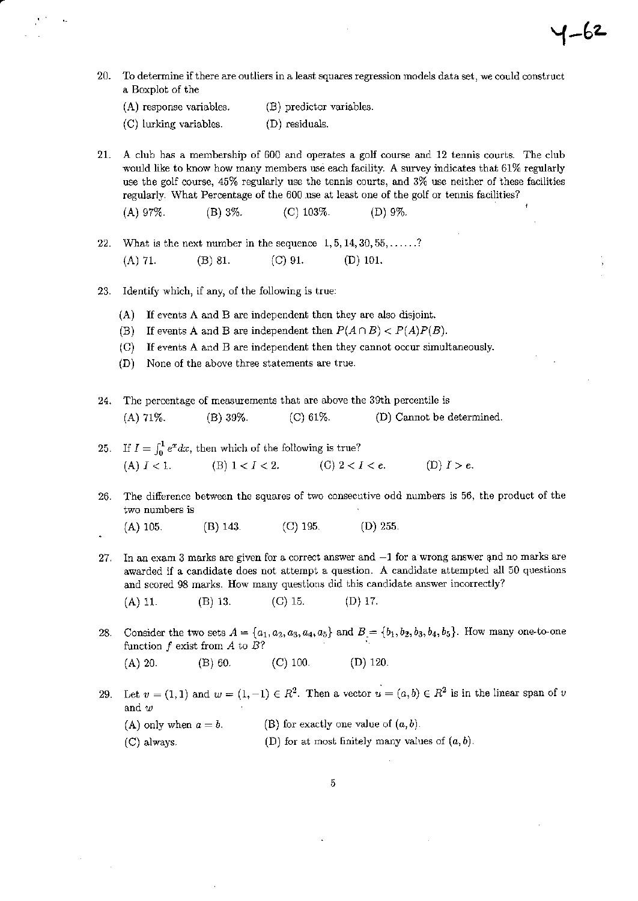20. To determine if there are outliers in a least squares regression models data set, we could construct a Boxplot of the

    (A) response variables. (B) predictor variables.

    (C) lurking variables. (D) residuals.

21. A club has a membership of 600 and operates a golf course and 12 tennis courts. The club would like to know how many members use each facility. A survey indicates that 61% regularly use the golf course, 45% regularly use the tennis courts, and 3% use neither of these facilities regularly. What Percentage of the 600 use at least one of the golf or tennis facilities?

    (A) 97%. (B) 3%. (C) 103%. (D) 9%.

22. What is the next number in the sequence $1, 5, 14, 30, 55, \ldots\ldots$?

    (A) 71. (B) 81. (C) 91. (D) 101.

23. Identify which, if any, of the following is true:

    (A) If events A and B are independent then they are also disjoint.

    (B) If events A and B are independent then $P(A \cap B) < P(A)P(B)$.

    (C) If events A and B are independent then they cannot occur simultaneously.

    (D) None of the above three statements are true.

24. The percentage of measurements that are above the 39th percentile is

    (A) 71%. (B) 39%. (C) 61%. (D) Cannot be determined.

25. If $I = \int_0^1 e^x dx$, then which of the following is true?

    (A) $I < 1$. (B) $1 < I < 2$. (C) $2 < I < e$. (D) $I > e$.

26. The difference between the squares of two consecutive odd numbers is 56, the product of the two numbers is

    (A) 105. (B) 143. (C) 195. (D) 255.

27. In an exam 3 marks are given for a correct answer and $-1$ for a wrong answer and no marks are awarded if a candidate does not attempt a question. A candidate attempted all 50 questions and scored 98 marks. How many questions did this candidate answer incorrectly?

    (A) 11. (B) 13. (C) 15. (D) 17.

28. Consider the two sets $A = \{a_1, a_2, a_3, a_4, a_5\}$ and $B = \{b_1, b_2, b_3, b_4, b_5\}$. How many one-to-one function $f$ exist from $A$ to $B$?

    (A) 20. (B) 60. (C) 100. (D) 120.

29. Let $v = (1, 1)$ and $w = (1, -1) \in R^2$. Then a vector $u = (a, b) \in R^2$ is in the linear span of $v$ and $w$

    (A) only when $a = b$. (B) for exactly one value of $(a, b)$.

    (C) always. (D) for at most finitely many values of $(a, b)$.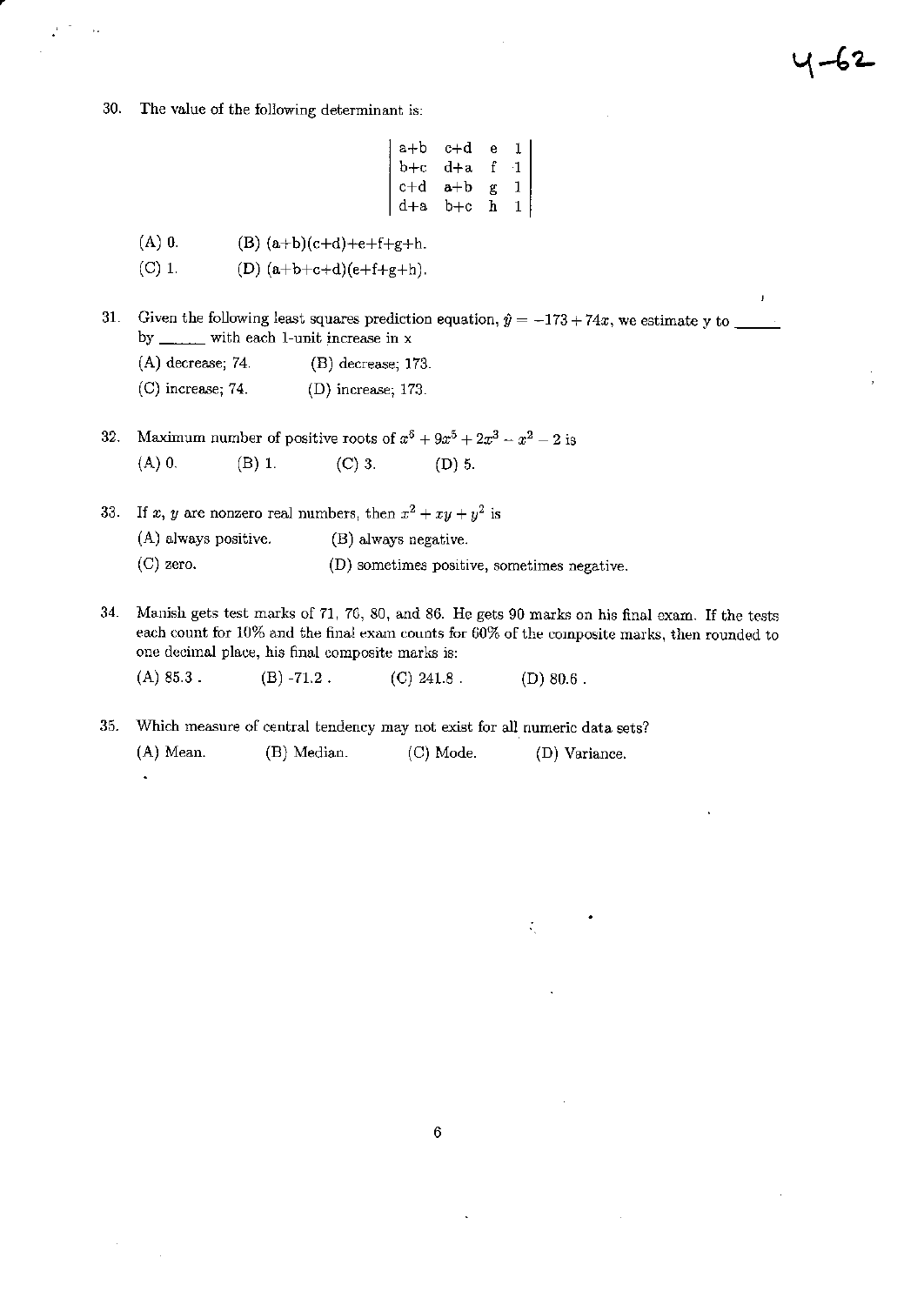30. The value of the following determinant is:

$$\begin{vmatrix} a+b & c+d & e & 1 \\ b+c & d+a & f & 1 \\ c+d & a+b & g & 1 \\ d+a & b+c & h & 1 \end{vmatrix}$$

(A) 0. (B) (a+b)(c+d)+e+f+g+h.

(C) 1. (D) (a+b+c+d)(e+f+g+h).

31. Given the following least squares prediction equation, $\hat{y} = -173 + 74x$, we estimate y to _____ by _____ with each 1-unit increase in x

(A) decrease; 74. (B) decrease; 173.

(C) increase; 74. (D) increase; 173.

32. Maximum number of positive roots of $x^6 + 9x^5 + 2x^3 - x^2 - 2$ is

(A) 0. (B) 1. (C) 3. (D) 5.

33. If $x$, $y$ are nonzero real numbers, then $x^2 + xy + y^2$ is

(A) always positive. (B) always negative.

(C) zero. (D) sometimes positive, sometimes negative.

34. Manish gets test marks of 71, 76, 80, and 86. He gets 90 marks on his final exam. If the tests each count for 10% and the final exam counts for 60% of the composite marks, then rounded to one decimal place, his final composite marks is:

(A) 85.3 . (B) -71.2 . (C) 241.8 . (D) 80.6 .

35. Which measure of central tendency may not exist for all numeric data sets?

(A) Mean. (B) Median. (C) Mode. (D) Variance.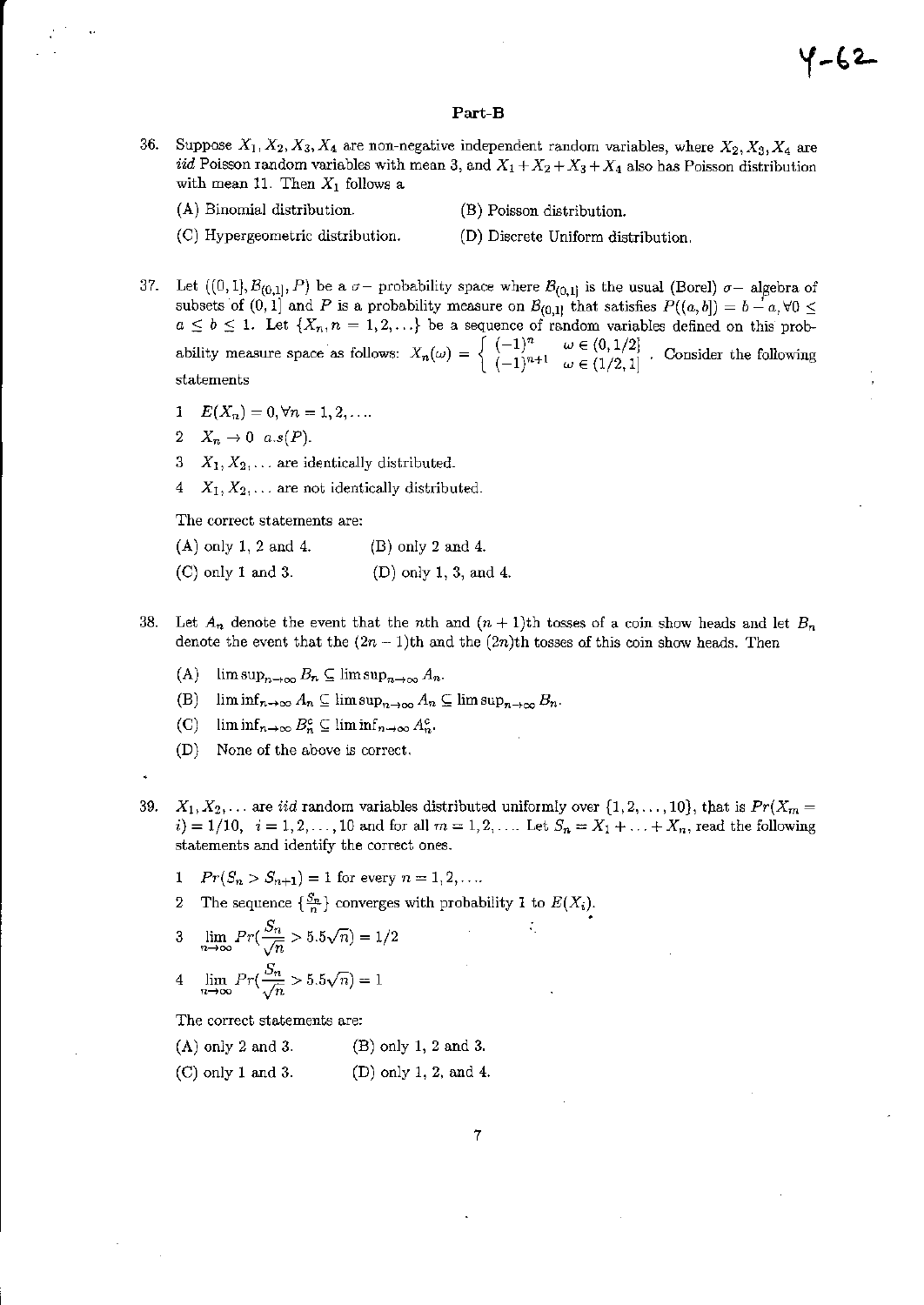## Part-B

36. Suppose $X_1, X_2, X_3, X_4$ are non-negative independent random variables, where $X_2, X_3, X_4$ are *iid* Poisson random variables with mean 3, and $X_1 + X_2 + X_3 + X_4$ also has Poisson distribution with mean 11. Then $X_1$ follows a

    (A) Binomial distribution.
    (B) Poisson distribution.
    (C) Hypergeometric distribution.
    (D) Discrete Uniform distribution.

37. Let $((0,1], \mathcal{B}_{(0,1]}, P)$ be a $\sigma-$ probability space where $\mathcal{B}_{(0,1]}$ is the usual (Borel) $\sigma-$ algebra of subsets of $(0,1]$ and $P$ is a probability measure on $\mathcal{B}_{(0,1]}$ that satisfies $P((a,b]) = b - a, \forall 0 \leq a \leq b \leq 1$. Let $\{X_n, n = 1, 2, \ldots\}$ be a sequence of random variables defined on this probability measure space as follows: $X_n(\omega) = \begin{cases} (-1)^n & \omega \in (0, 1/2] \\ (-1)^{n+1} & \omega \in (1/2, 1] \end{cases}$. Consider the following statements

    1. $E(X_n) = 0, \forall n = 1, 2, \ldots$.
    2. $X_n \to 0 \;\; a.s(P)$.
    3. $X_1, X_2, \ldots$ are identically distributed.
    4. $X_1, X_2, \ldots$ are not identically distributed.

    The correct statements are:

    (A) only 1, 2 and 4.
    (B) only 2 and 4.
    (C) only 1 and 3.
    (D) only 1, 3, and 4.

38. Let $A_n$ denote the event that the $n$th and $(n+1)$th tosses of a coin show heads and let $B_n$ denote the event that the $(2n-1)$th and the $(2n)$th tosses of this coin show heads. Then

    (A) $\limsup_{n\to\infty} B_n \subseteq \limsup_{n\to\infty} A_n$.
    (B) $\liminf_{n\to\infty} A_n \subseteq \limsup_{n\to\infty} A_n \subseteq \limsup_{n\to\infty} B_n$.
    (C) $\liminf_{n\to\infty} B_n^c \subseteq \liminf_{n\to\infty} A_n^c$.
    (D) None of the above is correct.

39. $X_1, X_2, \ldots$ are *iid* random variables distributed uniformly over $\{1, 2, \ldots, 10\}$, that is $Pr(X_m = i) = 1/10, \;\; i = 1, 2, \ldots, 10$ and for all $m = 1, 2, \ldots$. Let $S_n = X_1 + \ldots + X_n$, read the following statements and identify the correct ones.

    1. $Pr(S_n > S_{n+1}) = 1$ for every $n = 1, 2, \ldots$.
    2. The sequence $\{\frac{S_n}{n}\}$ converges with probability 1 to $E(X_i)$.
    3. $\lim_{n\to\infty} Pr(\frac{S_n}{\sqrt{n}} > 5.5\sqrt{n}) = 1/2$
    4. $\lim_{n\to\infty} Pr(\frac{S_n}{\sqrt{n}} > 5.5\sqrt{n}) = 1$

    The correct statements are:

    (A) only 2 and 3.
    (B) only 1, 2 and 3.
    (C) only 1 and 3.
    (D) only 1, 2, and 4.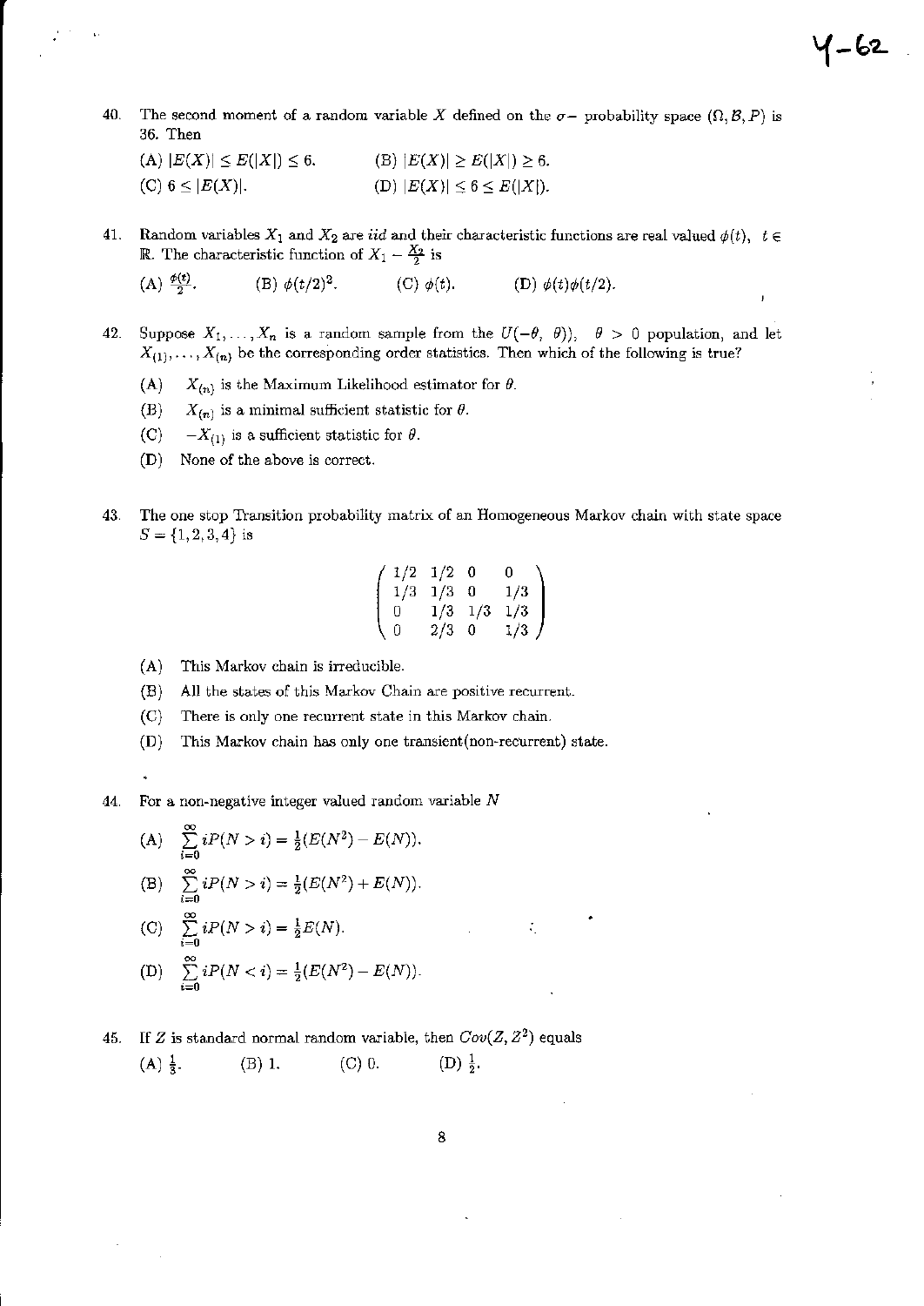40. The second moment of a random variable $X$ defined on the $\sigma-$ probability space $(\Omega, \mathcal{B}, P)$ is 36. Then

(A) $|E(X)| \leq E(|X|) \leq 6$. (B) $|E(X)| \geq E(|X|) \geq 6$.

(C) $6 \leq |E(X)|$. (D) $|E(X)| \leq 6 \leq E(|X|)$.

41. Random variables $X_1$ and $X_2$ are *iid* and their characteristic functions are real valued $\phi(t)$, $t \in \mathbb{R}$. The characteristic function of $X_1 - \frac{X_2}{2}$ is

(A) $\frac{\phi(t)}{2}$. (B) $\phi(t/2)^2$. (C) $\phi(t)$. (D) $\phi(t)\phi(t/2)$.

42. Suppose $X_1, \ldots, X_n$ is a random sample from the $U(-\theta, \theta)$, $\theta > 0$ population, and let $X_{(1)}, \ldots, X_{(n)}$ be the corresponding order statistics. Then which of the following is true?

(A) $X_{(n)}$ is the Maximum Likelihood estimator for $\theta$.

(B) $X_{(n)}$ is a minimal sufficient statistic for $\theta$.

(C) $-X_{(1)}$ is a sufficient statistic for $\theta$.

(D) None of the above is correct.

43. The one stop Transition probability matrix of an Homogeneous Markov chain with state space $S = \{1, 2, 3, 4\}$ is

$$\begin{pmatrix} 1/2 & 1/2 & 0 & 0 \\ 1/3 & 1/3 & 0 & 1/3 \\ 0 & 1/3 & 1/3 & 1/3 \\ 0 & 2/3 & 0 & 1/3 \end{pmatrix}$$

(A) This Markov chain is irreducible.

(B) All the states of this Markov Chain are positive recurrent.

(C) There is only one recurrent state in this Markov chain.

(D) This Markov chain has only one transient(non-recurrent) state.

44. For a non-negative integer valued random variable $N$

(A) $\sum_{i=0}^{\infty} iP(N > i) = \frac{1}{2}(E(N^2) - E(N))$.

(B) $\sum_{i=0}^{\infty} iP(N > i) = \frac{1}{2}(E(N^2) + E(N))$.

(C) $\sum_{i=0}^{\infty} iP(N > i) = \frac{1}{2}E(N)$.

(D) $\sum_{i=0}^{\infty} iP(N < i) = \frac{1}{2}(E(N^2) - E(N))$.

45. If $Z$ is standard normal random variable, then $Cov(Z, Z^2)$ equals

(A) $\frac{1}{3}$. (B) 1. (C) 0. (D) $\frac{1}{2}$.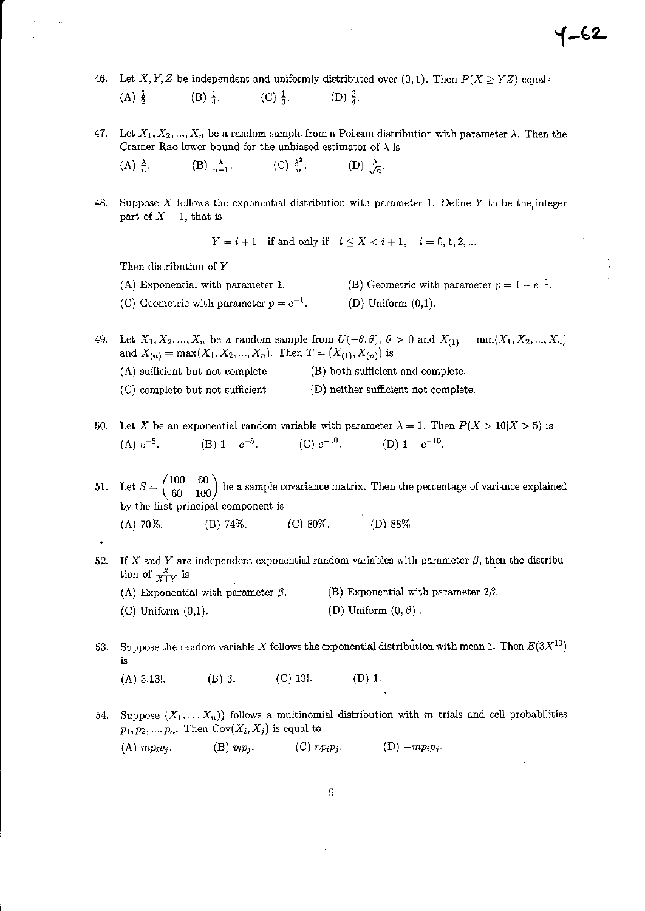46. Let $X, Y, Z$ be independent and uniformly distributed over $(0, 1)$. Then $P(X \geq YZ)$ equals

(A) $\frac{1}{2}$. (B) $\frac{1}{4}$. (C) $\frac{1}{3}$. (D) $\frac{3}{4}$.

47. Let $X_1, X_2, ..., X_n$ be a random sample from a Poisson distribution with parameter $\lambda$. Then the Cramer-Rao lower bound for the unbiased estimator of $\lambda$ is

(A) $\frac{\lambda}{n}$. (B) $\frac{\lambda}{n-1}$. (C) $\frac{\lambda^2}{n}$. (D) $\frac{\lambda}{\sqrt{n}}$.

48. Suppose $X$ follows the exponential distribution with parameter 1. Define $Y$ to be the integer part of $X + 1$, that is

$$Y = i + 1 \quad \text{if and only if} \quad i \leq X < i + 1, \quad i = 0, 1, 2, ...$$

Then distribution of $Y$

(A) Exponential with parameter 1.
(B) Geometric with parameter $p = 1 - e^{-1}$.
(C) Geometric with parameter $p = e^{-1}$.
(D) Uniform (0,1).

49. Let $X_1, X_2, ..., X_n$ be a random sample from $U(-\theta, \theta)$, $\theta > 0$ and $X_{(1)} = \min(X_1, X_2, ..., X_n)$ and $X_{(n)} = \max(X_1, X_2, ..., X_n)$. Then $T = (X_{(1)}, X_{(n)})$ is

(A) sufficient but not complete.
(B) both sufficient and complete.
(C) complete but not sufficient.
(D) neither sufficient not complete.

50. Let $X$ be an exponential random variable with parameter $\lambda = 1$. Then $P(X > 10|X > 5)$ is

(A) $e^{-5}$. (B) $1 - e^{-5}$. (C) $e^{-10}$. (D) $1 - e^{-10}$.

51. Let $S = \begin{pmatrix} 100 & 60 \\ 60 & 100 \end{pmatrix}$ be a sample covariance matrix. Then the percentage of variance explained by the first principal component is

(A) 70%. (B) 74%. (C) 80%. (D) 88%.

52. If $X$ and $Y$ are independent exponential random variables with parameter $\beta$, then the distribution of $\frac{X}{X+Y}$ is

(A) Exponential with parameter $\beta$.
(B) Exponential with parameter $2\beta$.
(C) Uniform (0,1).
(D) Uniform $(0, \beta)$ .

53. Suppose the random variable $X$ follows the exponential distribution with mean 1. Then $E(3X^{13})$ is

(A) 3.13!. (B) 3. (C) 13!. (D) 1.

54. Suppose $(X_1, \ldots X_n))$ follows a multinomial distribution with $m$ trials and cell probabilities $p_1, p_2, ..., p_n$. Then $\text{Cov}(X_i, X_j)$ is equal to

(A) $mp_ip_j$. (B) $p_ip_j$. (C) $np_ip_j$. (D) $-mp_ip_j$.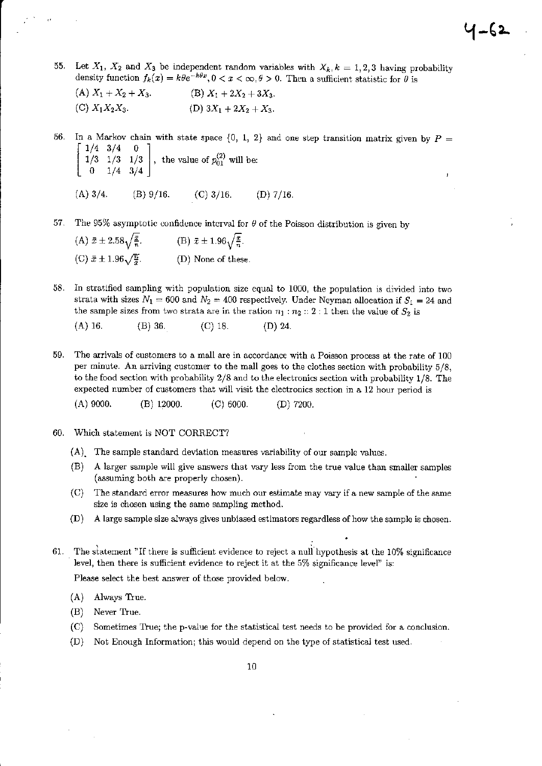55. Let $X_1$, $X_2$ and $X_3$ be independent random variables with $X_k, k = 1, 2, 3$ having probability density function $f_k(x) = k\theta e^{-k\theta x}, 0 < x < \infty, \theta > 0$. Then a sufficient statistic for $\theta$ is

    (A) $X_1 + X_2 + X_3$.   (B) $X_1 + 2X_2 + 3X_3$.

    (C) $X_1X_2X_3$.   (D) $3X_1 + 2X_2 + X_3$.

56. In a Markov chain with state space {0, 1, 2} and one step transition matrix given by $P = \begin{bmatrix} 1/4 & 3/4 & 0 \\ 1/3 & 1/3 & 1/3 \\ 0 & 1/4 & 3/4 \end{bmatrix}$, the value of $p_{01}^{(2)}$ will be:

    (A) 3/4.   (B) 9/16.   (C) 3/16.   (D) 7/16.

57. The 95% asymptotic confidence interval for $\theta$ of the Poisson distribution is given by

    (A) $\bar{x} \pm 2.58\sqrt{\frac{\bar{x}}{n}}$.   (B) $\bar{x} \pm 1.96\sqrt{\frac{\bar{x}}{n}}$.

    (C) $\bar{x} \pm 1.96\sqrt{\frac{n}{\bar{x}}}$.   (D) None of these.

58. In stratified sampling with population size equal to 1000, the population is divided into two strata with sizes $N_1 = 600$ and $N_2 = 400$ respectively. Under Neyman allocation if $S_1 = 24$ and the sample sizes from two strata are in the ration $n_1 : n_2 :: 2 : 1$ then the value of $S_2$ is

    (A) 16.   (B) 36.   (C) 18.   (D) 24.

59. The arrivals of customers to a mall are in accordance with a Poisson process at the rate of 100 per minute. An arriving customer to the mall goes to the clothes section with probability 5/8, to the food section with probability 2/8 and to the electronics section with probability 1/8. The expected number of customers that will visit the electronics section in a 12 hour period is

    (A) 9000.   (B) 12000.   (C) 6000.   (D) 7200.

60. Which statement is NOT CORRECT?

    (A) The sample standard deviation measures variability of our sample values.

    (B) A larger sample will give answers that vary less from the true value than smaller samples (assuming both are properly chosen).

    (C) The standard error measures how much our estimate may vary if a new sample of the same size is chosen using the same sampling method.

    (D) A large sample size always gives unbiased estimators regardless of how the sample is chosen.

61. The statement "If there is sufficient evidence to reject a null hypothesis at the 10% significance level, then there is sufficient evidence to reject it at the 5% significance level" is:

    Please select the best answer of those provided below.

    (A) Always True.

    (B) Never True.

    (C) Sometimes True; the p-value for the statistical test needs to be provided for a conclusion.

    (D) Not Enough Information; this would depend on the type of statistical test used.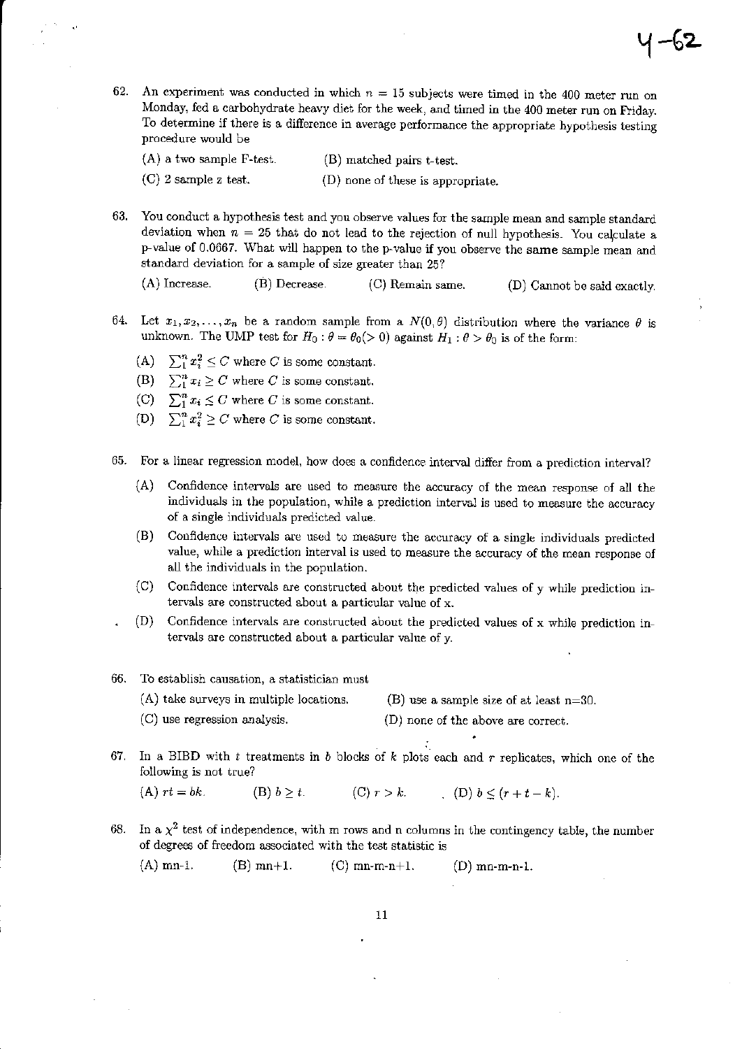62. An experiment was conducted in which $n = 15$ subjects were timed in the 400 meter run on Monday, fed a carbohydrate heavy diet for the week, and timed in the 400 meter run on Friday. To determine if there is a difference in average performance the appropriate hypothesis testing procedure would be

    (A) a two sample F-test. (B) matched pairs t-test.

    (C) 2 sample z test. (D) none of these is appropriate.

63. You conduct a hypothesis test and you observe values for the sample mean and sample standard deviation when $n = 25$ that do not lead to the rejection of null hypothesis. You calculate a p-value of 0.0667. What will happen to the p-value if you observe the **same** sample mean and standard deviation for a sample of size greater than 25?

    (A) Increase. (B) Decrease. (C) Remain same. (D) Cannot be said exactly.

64. Let $x_1, x_2, \ldots, x_n$ be a random sample from a $N(0, \theta)$ distribution where the variance $\theta$ is unknown. The UMP test for $H_0 : \theta = \theta_0 (> 0)$ against $H_1 : \theta > \theta_0$ is of the form:

    (A) $\sum_1^n x_i^2 \leq C$ where $C$ is some constant.
    (B) $\sum_1^n x_i \geq C$ where $C$ is some constant.
    (C) $\sum_1^n x_i \leq C$ where $C$ is some constant.
    (D) $\sum_1^n x_i^2 \geq C$ where $C$ is some constant.

65. For a linear regression model, how does a confidence interval differ from a prediction interval?

    (A) Confidence intervals are used to measure the accuracy of the mean response of all the individuals in the population, while a prediction interval is used to measure the accuracy of a single individuals predicted value.
    (B) Confidence intervals are used to measure the accuracy of a single individuals predicted value, while a prediction interval is used to measure the accuracy of the mean response of all the individuals in the population.
    (C) Confidence intervals are constructed about the predicted values of y while prediction intervals are constructed about a particular value of x.
    (D) Confidence intervals are constructed about the predicted values of x while prediction intervals are constructed about a particular value of y.

66. To establish causation, a statistician must

    (A) take surveys in multiple locations. (B) use a sample size of at least n=30.

    (C) use regression analysis. (D) none of the above are correct.

67. In a BIBD with $t$ treatments in $b$ blocks of $k$ plots each and $r$ replicates, which one of the following is not true?

    (A) $rt = bk$. (B) $b \geq t$. (C) $r > k$. (D) $b \leq (r + t - k)$.

68. In a $\chi^2$ test of independence, with m rows and n columns in the contingency table, the number of degrees of freedom associated with the test statistic is

    (A) mn-1. (B) mn+1. (C) mn-m-n+1. (D) mn-m-n-1.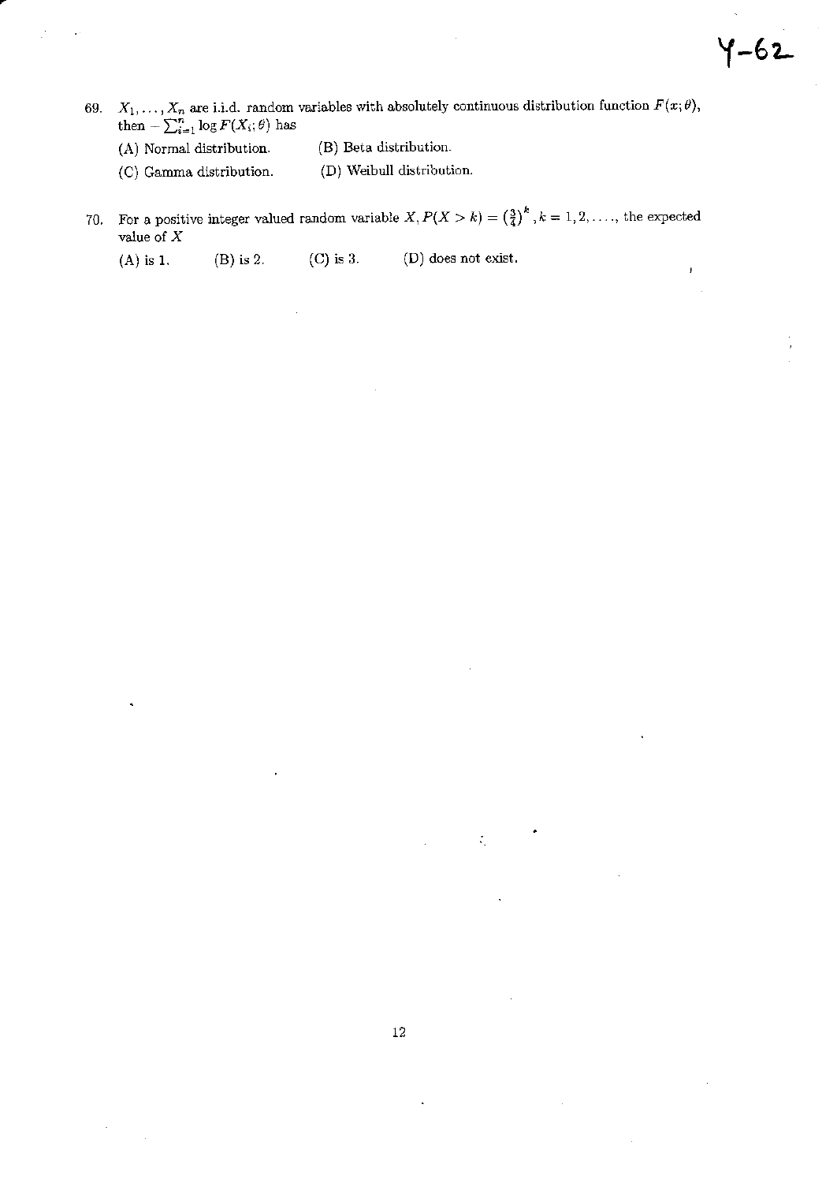69. $X_1, \ldots, X_n$ are i.i.d. random variables with absolutely continuous distribution function $F(x;\theta)$, then $-\sum_{i=1}^{n} \log F(X_i;\theta)$ has

(A) Normal distribution.  (B) Beta distribution.

(C) Gamma distribution.  (D) Weibull distribution.

70. For a positive integer valued random variable $X, P(X > k) = \left(\frac{3}{4}\right)^k, k = 1, 2, \ldots,$ the expected value of $X$

(A) is 1.  (B) is 2.  (C) is 3.  (D) does not exist.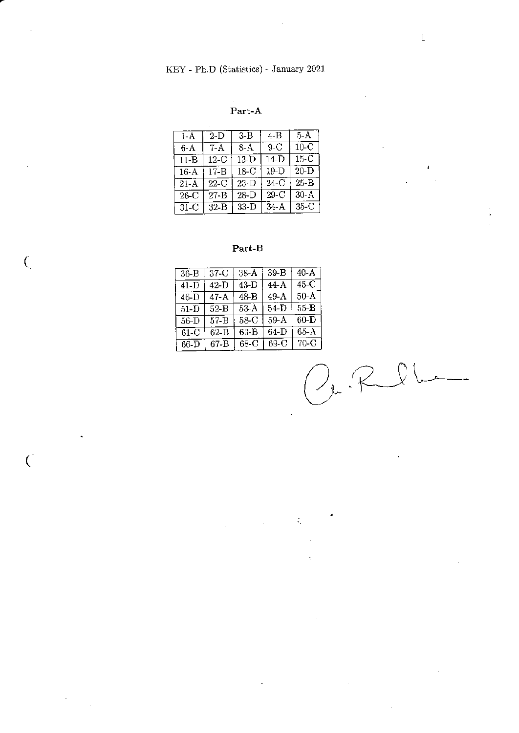KEY - Ph.D (Statistics) - January 2021

## Part-A

| | | | | |
|---|---|---|---|---|
| 1-A | 2-D | 3-B | 4-B | 5-A |
| 6-A | 7-A | 8-A | 9-C | 10-C |
| 11-B | 12-C | 13-D | 14-D | 15-C |
| 16-A | 17-B | 18-C | 19-D | 20-D |
| 21-A | 22-C | 23-D | 24-C | 25-B |
| 26-C | 27-B | 28-D | 29-C | 30-A |
| 31-C | 32-B | 33-D | 34-A | 35-C |

## Part-B

| | | | | |
|---|---|---|---|---|
| 36-B | 37-C | 38-A | 39-B | 40-A |
| 41-D | 42-D | 43-D | 44-A | 45-C |
| 46-D | 47-A | 48-B | 49-A | 50-A |
| 51-D | 52-B | 53-A | 54-D | 55-B |
| 56-D | 57-B | 58-C | 59-A | 60-D |
| 61-C | 62-B | 63-B | 64-D | 65-A |
| 66-D | 67-B | 68-C | 69-C | 70-C |